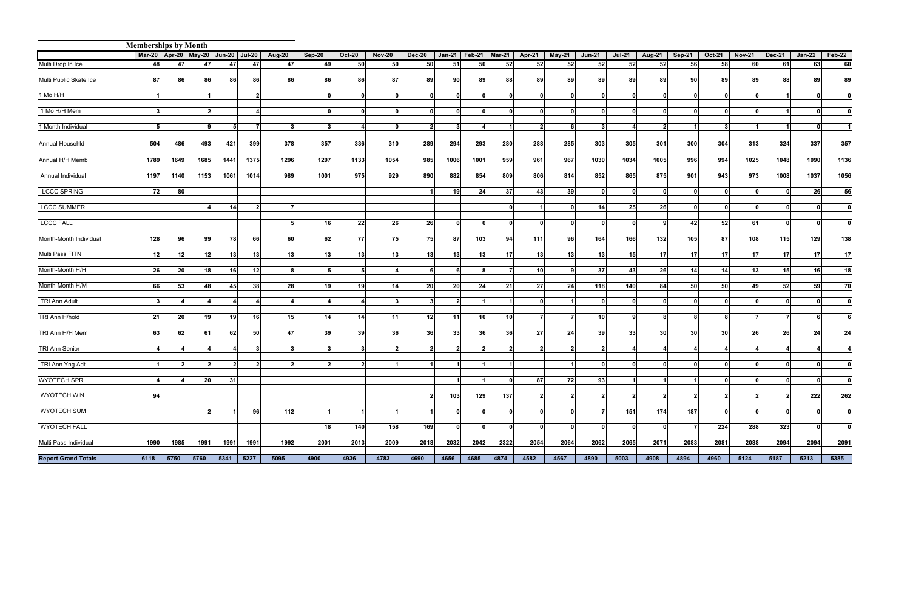| | Memberships by Month | | | | | | | | | | | | | | | | | | | | | | | |
|---|---|---|---|---|---|---|---|---|---|---|---|---|---|---|---|---|---|---|---|---|---|---|---|---|
| | Mar-20 | Apr-20 | May-20 | Jun-20 | Jul-20 | Aug-20 | Sep-20 | Oct-20 | Nov-20 | Dec-20 | Jan-21 | Feb-21 | Mar-21 | Apr-21 | May-21 | Jun-21 | Jul-21 | Aug-21 | Sep-21 | Oct-21 | Nov-21 | Dec-21 | Jan-22 | Feb-22 |
| Multi Drop In Ice | 48 | 47 | 47 | 47 | 47 | 47 | 49 | 50 | 50 | 50 | 51 | 50 | 52 | 52 | 52 | 52 | 52 | 52 | 56 | 58 | 60 | 61 | 63 | 60 |
| Multi Public Skate Ice | 87 | 86 | 86 | 86 | 86 | 86 | 86 | 86 | 87 | 89 | 90 | 89 | 88 | 89 | 89 | 89 | 89 | 89 | 90 | 89 | 89 | 88 | 89 | 89 |
| 1 Mo H/H | 1 | | 1 | | 2 | | 0 | 0 | 0 | 0 | 0 | 0 | 0 | 0 | 0 | 0 | 0 | 0 | 0 | 0 | 0 | 1 | 0 | 0 |
| 1 Mo H/H Mem | 3 | | 2 | | 4 | | 0 | 0 | 0 | 0 | 0 | 0 | 0 | 0 | 0 | 0 | 0 | 0 | 0 | 0 | 0 | 1 | 0 | 0 |
| 1 Month Individual | 5 | | 9 | 5 | 7 | 3 | 3 | 4 | 0 | 2 | 3 | 4 | 1 | 2 | 6 | 3 | 4 | 2 | 1 | 3 | 1 | 1 | 0 | 1 |
| Annual Househld | 504 | 486 | 493 | 421 | 399 | 378 | 357 | 336 | 310 | 289 | 294 | 293 | 280 | 288 | 285 | 303 | 305 | 301 | 300 | 304 | 313 | 324 | 337 | 357 |
| Annual H/H Memb | 1789 | 1649 | 1685 | 1441 | 1375 | 1296 | 1207 | 1133 | 1054 | 985 | 1006 | 1001 | 959 | 961 | 967 | 1030 | 1034 | 1005 | 996 | 994 | 1025 | 1048 | 1090 | 1136 |
| Annual Individual | 1197 | 1140 | 1153 | 1061 | 1014 | 989 | 1001 | 975 | 929 | 890 | 882 | 854 | 809 | 806 | 814 | 852 | 865 | 875 | 901 | 943 | 973 | 1008 | 1037 | 1056 |
| LCCC SPRING | 72 | 80 | | | | | | | | 1 | 19 | 24 | 37 | 43 | 39 | 0 | 0 | 0 | 0 | 0 | 0 | 0 | 26 | 56 |
| LCCC SUMMER | | | 4 | 14 | 2 | 7 | | | | | | | 0 | 1 | 0 | 14 | 25 | 26 | 0 | 0 | 0 | 0 | 0 | 0 |
| LCCC FALL | | | | | | 5 | 16 | 22 | 26 | 26 | 0 | 0 | 0 | 0 | 0 | 0 | 0 | 9 | 42 | 52 | 61 | 0 | 0 | 0 |
| Month-Month Individual | 128 | 96 | 99 | 78 | 66 | 60 | 62 | 77 | 75 | 75 | 87 | 103 | 94 | 111 | 96 | 164 | 166 | 132 | 105 | 87 | 108 | 115 | 129 | 138 |
| Multi Pass FITN | 12 | 12 | 12 | 13 | 13 | 13 | 13 | 13 | 13 | 13 | 13 | 13 | 17 | 13 | 13 | 13 | 15 | 17 | 17 | 17 | 17 | 17 | 17 | 17 |
| Month-Month H/H | 26 | 20 | 18 | 16 | 12 | 8 | 5 | 5 | 4 | 6 | 6 | 8 | 7 | 10 | 9 | 37 | 43 | 26 | 14 | 14 | 13 | 15 | 16 | 18 |
| Month-Month H/M | 66 | 53 | 48 | 45 | 38 | 28 | 19 | 19 | 14 | 20 | 20 | 24 | 21 | 27 | 24 | 118 | 140 | 84 | 50 | 50 | 49 | 52 | 59 | 70 |
| TRI Ann Adult | 3 | 4 | 4 | 4 | 4 | 4 | 4 | 4 | 3 | 3 | 2 | 1 | 1 | 0 | 1 | 0 | 0 | 0 | 0 | 0 | 0 | 0 | 0 | 0 |
| TRI Ann H/hold | 21 | 20 | 19 | 19 | 16 | 15 | 14 | 14 | 11 | 12 | 11 | 10 | 10 | 7 | 7 | 10 | 9 | 8 | 8 | 8 | 7 | 7 | 6 | 6 |
| TRI Ann H/H Mem | 63 | 62 | 61 | 62 | 50 | 47 | 39 | 39 | 36 | 36 | 33 | 36 | 36 | 27 | 24 | 39 | 33 | 30 | 30 | 30 | 26 | 26 | 24 | 24 |
| TRI Ann Senior | 4 | 4 | 4 | 4 | 3 | 3 | 3 | 3 | 2 | 2 | 2 | 2 | 2 | 2 | 2 | 2 | 4 | 4 | 4 | 4 | 4 | 4 | 4 | 4 |
| TRI Ann Yng Adt | 1 | 2 | 2 | 2 | 2 | 2 | 2 | 2 | 1 | 1 | 1 | 1 | 1 | | 1 | 0 | 0 | 0 | 0 | 0 | 0 | 0 | 0 | 0 |
| WYOTECH SPR | 4 | 4 | 20 | 31 | | | | | | | 1 | 1 | 0 | 87 | 72 | 93 | 1 | 1 | 1 | 0 | 0 | 0 | 0 | 0 |
| WYOTECH WIN | 94 | | | | | | | | | 2 | 103 | 129 | 137 | 2 | 2 | 2 | 2 | 2 | 2 | 2 | 2 | 2 | 222 | 262 |
| WYOTECH SUM | | | 2 | 1 | 96 | 112 | 1 | 1 | 1 | 1 | 0 | 0 | 0 | 0 | 0 | 7 | 151 | 174 | 187 | 0 | 0 | 0 | 0 | 0 |
| WYOTECH FALL | | | | | | | 18 | 140 | 158 | 169 | 0 | 0 | 0 | 0 | 0 | 0 | 0 | 0 | 7 | 224 | 288 | 323 | 0 | 0 |
| Multi Pass Individual | 1990 | 1985 | 1991 | 1991 | 1991 | 1992 | 2001 | 2013 | 2009 | 2018 | 2032 | 2042 | 2322 | 2054 | 2064 | 2062 | 2065 | 2071 | 2083 | 2081 | 2088 | 2094 | 2094 | 2091 |
| **Report Grand Totals** | 6118 | 5750 | 5760 | 5341 | 5227 | 5095 | 4900 | 4936 | 4783 | 4690 | 4656 | 4685 | 4874 | 4582 | 4567 | 4890 | 5003 | 4908 | 4894 | 4960 | 5124 | 5187 | 5213 | 5385 |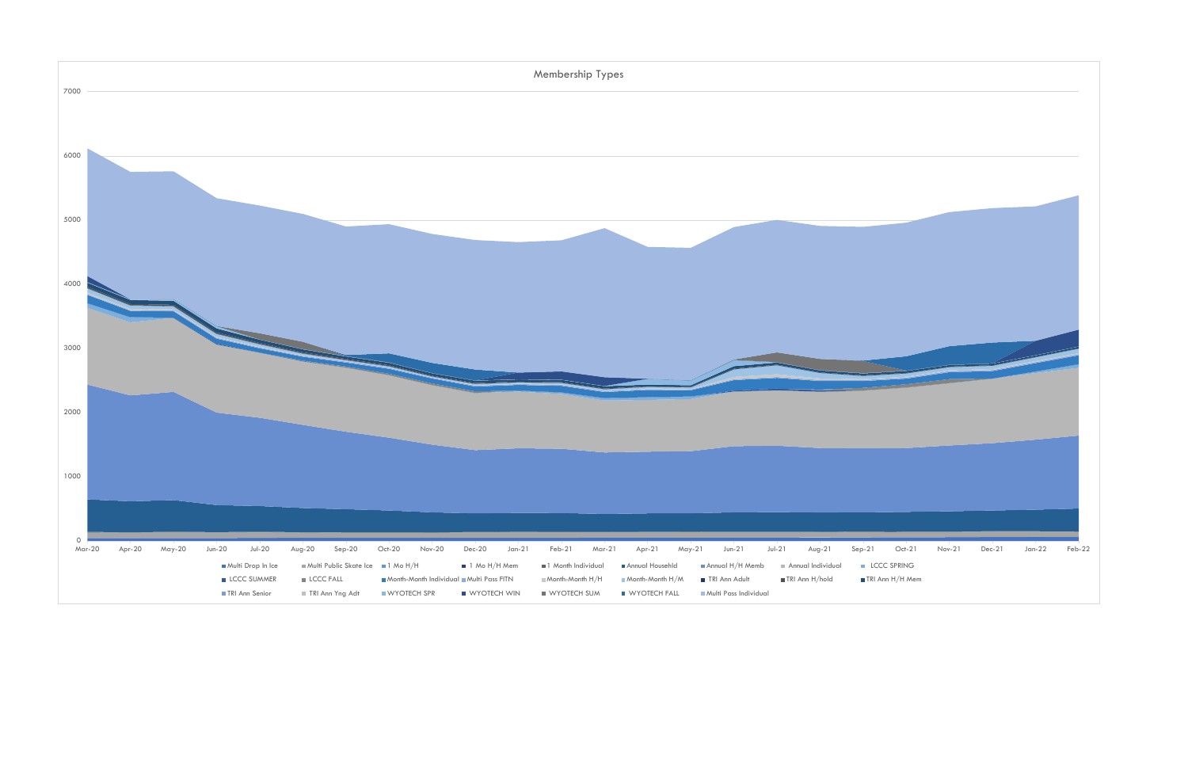# Membership Types

7000
6000
5000
4000
3000
2000
1000
0

Mar-20 | Apr-20 | May-20 | Jun-20 | Jul-20 | Aug-20 | Sep-20 | Oct-20 | Nov-20 | Dec-20 | Jan-21 | Feb-21 | Mar-21 | Apr-21 | May-21 | Jun-21 | Jul-21 | Aug-21 | Sep-21 | Oct-21 | Nov-21 | Dec-21 | Jan-22 | Feb-22

Multi Drop In Ice, Multi Public Skate Ice, 1 Mo H/H, 1 Mo H/H Mem, 1 Month Individual, Annual Househld, Annual H/H Memb, Annual Individual, LCCC SPRING, LCCC SUMMER, LCCC FALL, Month-Month Individual, Multi Pass FITN, Month-Month H/H, Month-Month H/M, TRI Ann Adult, TRI Ann H/hold, TRI Ann H/H Mem, TRI Ann Senior, TRI Ann Yng Adt, WYOTECH SPR, WYOTECH WIN, WYOTECH SUM, WYOTECH FALL, Multi Pass Individual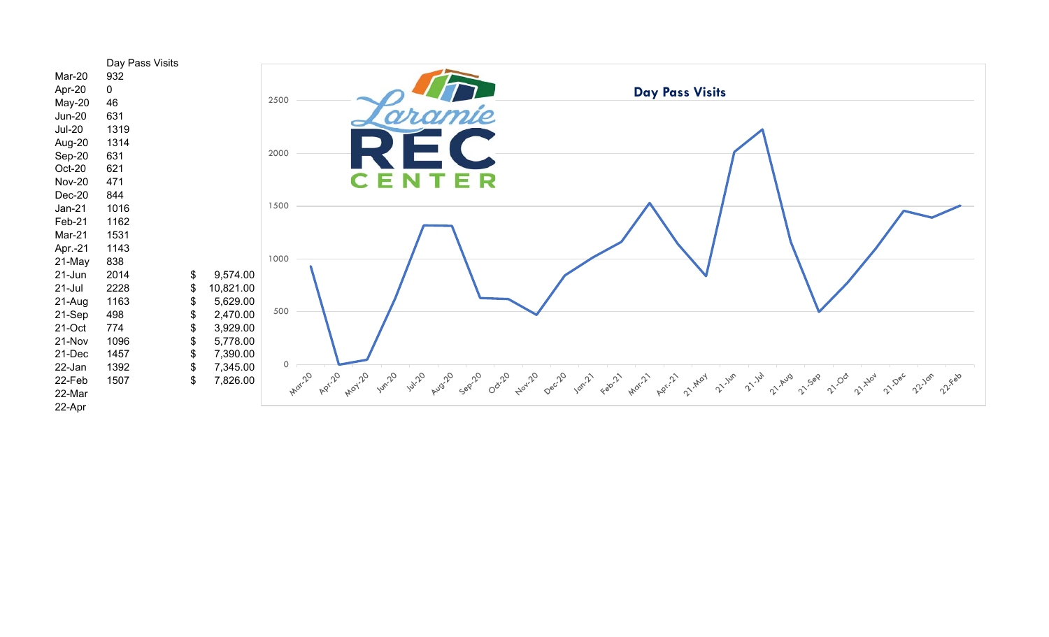| | Day Pass Visits | |
|---|---|---|
| Mar-20 | 932 | |
| Apr-20 | 0 | |
| May-20 | 46 | |
| Jun-20 | 631 | |
| Jul-20 | 1319 | |
| Aug-20 | 1314 | |
| Sep-20 | 631 | |
| Oct-20 | 621 | |
| Nov-20 | 471 | |
| Dec-20 | 844 | |
| Jan-21 | 1016 | |
| Feb-21 | 1162 | |
| Mar-21 | 1531 | |
| Apr.-21 | 1143 | |
| 21-May | 838 | |
| 21-Jun | 2014 | $ 9,574.00 |
| 21-Jul | 2228 | $ 10,821.00 |
| 21-Aug | 1163 | $ 5,629.00 |
| 21-Sep | 498 | $ 2,470.00 |
| 21-Oct | 774 | $ 3,929.00 |
| 21-Nov | 1096 | $ 5,778.00 |
| 21-Dec | 1457 | $ 7,390.00 |
| 22-Jan | 1392 | $ 7,345.00 |
| 22-Feb | 1507 | $ 7,826.00 |
| 22-Mar | | |
| 22-Apr | | |

Laramie REC CENTER

**Day Pass Visits**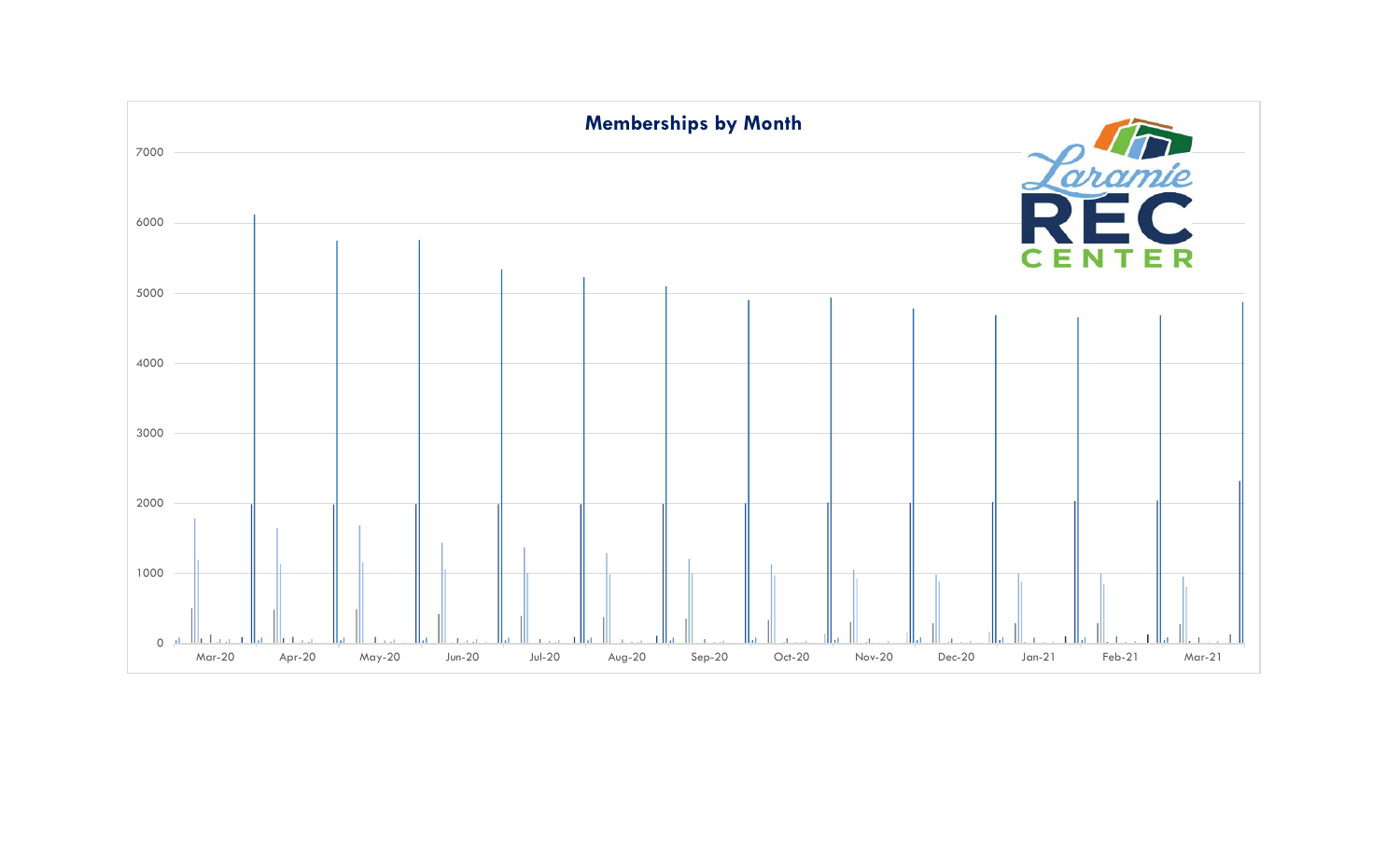**Memberships by Month**

Laramie REC CENTER

7000

6000

5000

4000

3000

2000

1000

0

Mar-20 Apr-20 May-20 Jun-20 Jul-20 Aug-20 Sep-20 Oct-20 Nov-20 Dec-20 Jan-21 Feb-21 Mar-21